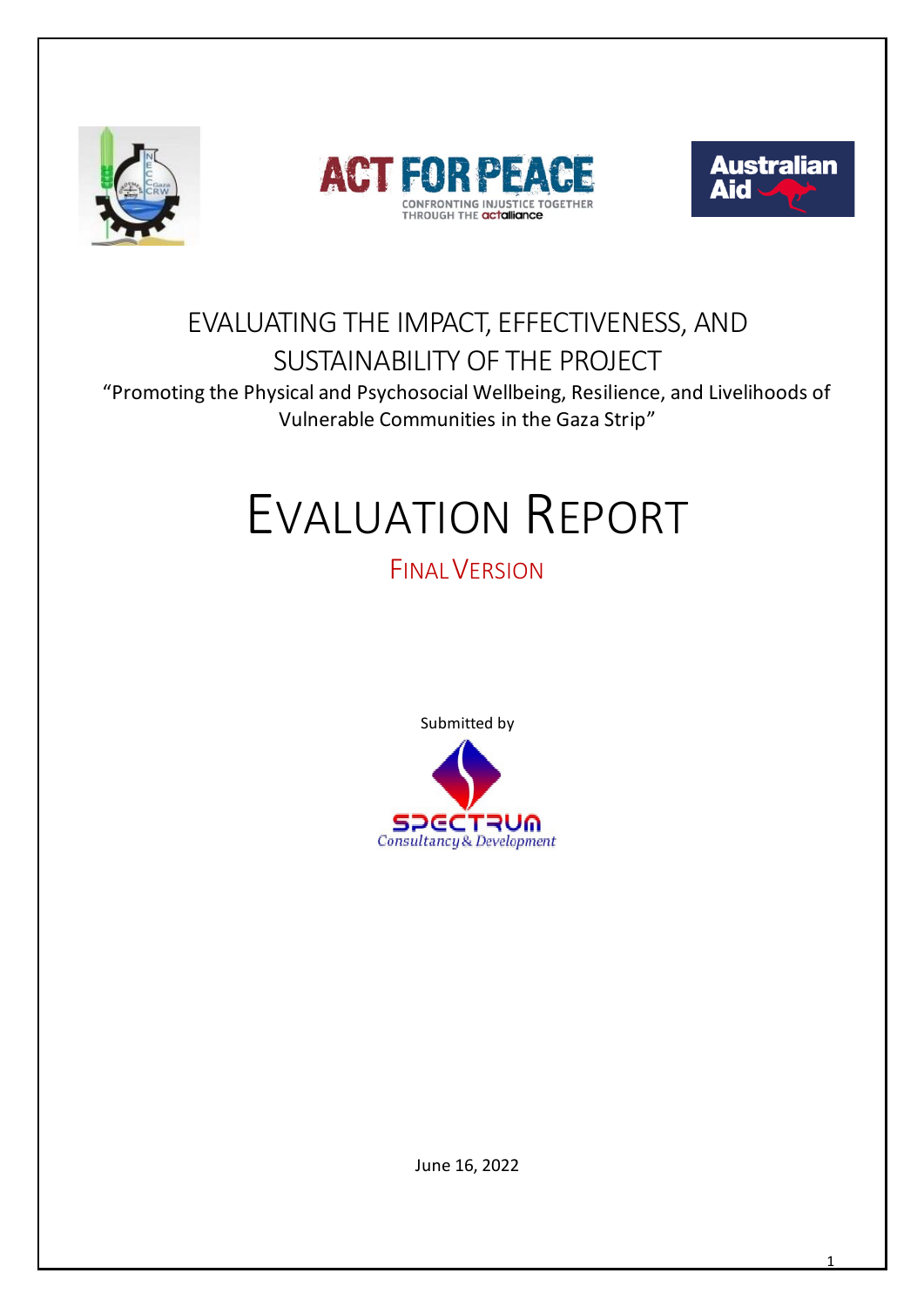# EVALUATING THE IMPACT, EFFECTIVENESS, AND SUSTAINABILITY OF THE PROJECT

"Promoting the Physical and Psychosocial Wellbeing, Resilience, and Livelihoods of Vulnerable Communities in the Gaza Strip"

# EVALUATION REPORT

FINAL VERSION

Submitted by

SPECTRUM Consultancy & Development

June 16, 2022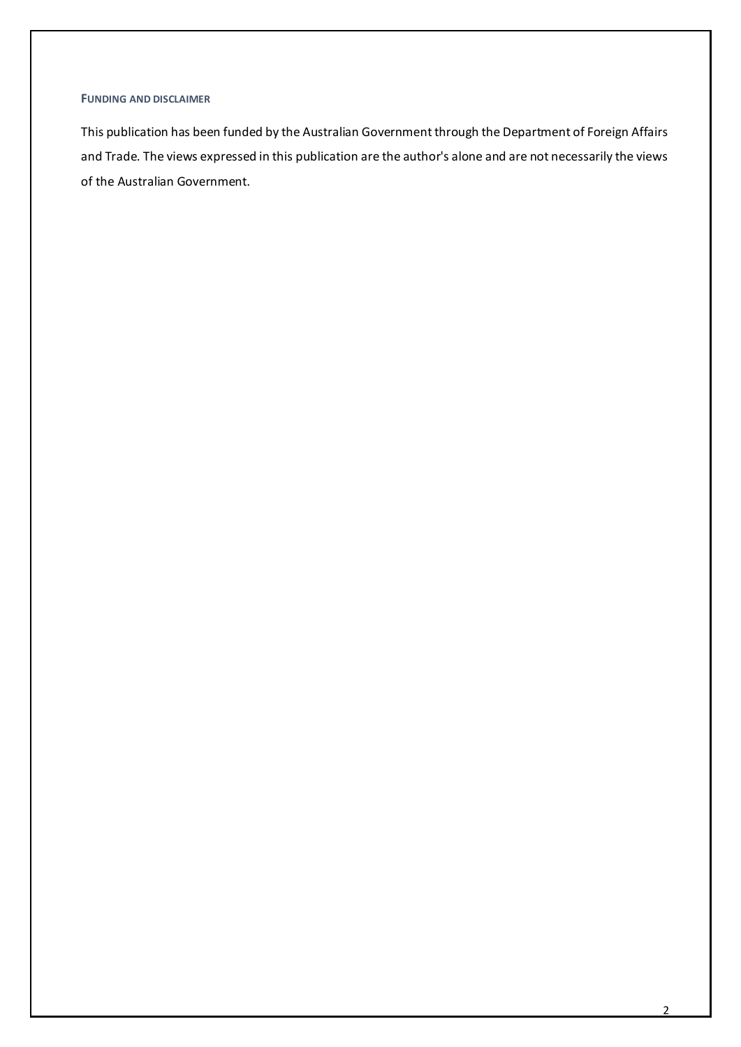#### Funding and disclaimer

This publication has been funded by the Australian Government through the Department of Foreign Affairs and Trade. The views expressed in this publication are the author's alone and are not necessarily the views of the Australian Government.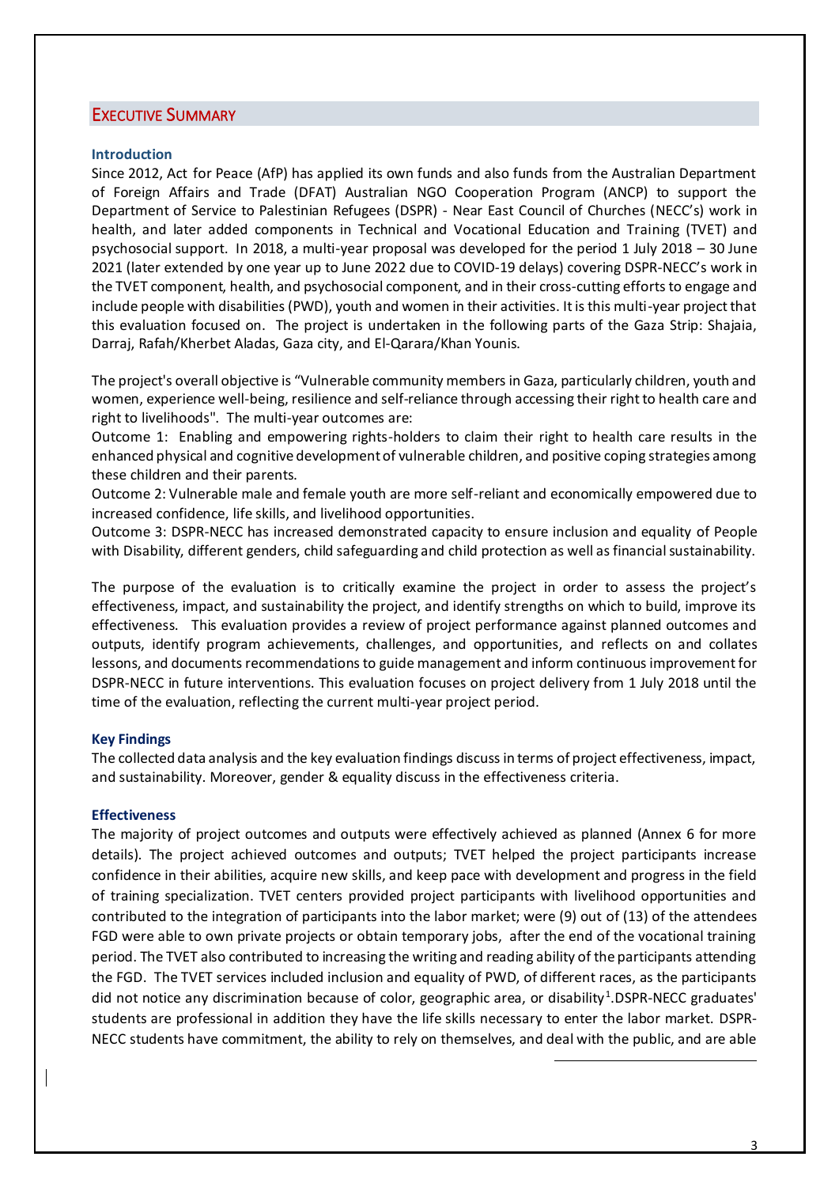## Executive Summary

### Introduction

Since 2012, Act for Peace (AfP) has applied its own funds and also funds from the Australian Department of Foreign Affairs and Trade (DFAT) Australian NGO Cooperation Program (ANCP) to support the Department of Service to Palestinian Refugees (DSPR) - Near East Council of Churches (NECC's) work in health, and later added components in Technical and Vocational Education and Training (TVET) and psychosocial support. In 2018, a multi-year proposal was developed for the period 1 July 2018 – 30 June 2021 (later extended by one year up to June 2022 due to COVID-19 delays) covering DSPR-NECC's work in the TVET component, health, and psychosocial component, and in their cross-cutting efforts to engage and include people with disabilities (PWD), youth and women in their activities. It is this multi-year project that this evaluation focused on. The project is undertaken in the following parts of the Gaza Strip: Shajaia, Darraj, Rafah/Kherbet Aladas, Gaza city, and El-Qarara/Khan Younis.

The project's overall objective is "Vulnerable community members in Gaza, particularly children, youth and women, experience well-being, resilience and self-reliance through accessing their right to health care and right to livelihoods". The multi-year outcomes are:

Outcome 1: Enabling and empowering rights-holders to claim their right to health care results in the enhanced physical and cognitive development of vulnerable children, and positive coping strategies among these children and their parents.

Outcome 2: Vulnerable male and female youth are more self-reliant and economically empowered due to increased confidence, life skills, and livelihood opportunities.

Outcome 3: DSPR-NECC has increased demonstrated capacity to ensure inclusion and equality of People with Disability, different genders, child safeguarding and child protection as well as financial sustainability.

The purpose of the evaluation is to critically examine the project in order to assess the project's effectiveness, impact, and sustainability the project, and identify strengths on which to build, improve its effectiveness. This evaluation provides a review of project performance against planned outcomes and outputs, identify program achievements, challenges, and opportunities, and reflects on and collates lessons, and documents recommendations to guide management and inform continuous improvement for DSPR-NECC in future interventions. This evaluation focuses on project delivery from 1 July 2018 until the time of the evaluation, reflecting the current multi-year project period.

### Key Findings

The collected data analysis and the key evaluation findings discuss in terms of project effectiveness, impact, and sustainability. Moreover, gender & equality discuss in the effectiveness criteria.

### Effectiveness

The majority of project outcomes and outputs were effectively achieved as planned (Annex 6 for more details). The project achieved outcomes and outputs; TVET helped the project participants increase confidence in their abilities, acquire new skills, and keep pace with development and progress in the field of training specialization. TVET centers provided project participants with livelihood opportunities and contributed to the integration of participants into the labor market; were (9) out of (13) of the attendees FGD were able to own private projects or obtain temporary jobs, after the end of the vocational training period. The TVET also contributed to increasing the writing and reading ability of the participants attending the FGD. The TVET services included inclusion and equality of PWD, of different races, as the participants did not notice any discrimination because of color, geographic area, or disability[1].DSPR-NECC graduates' students are professional in addition they have the life skills necessary to enter the labor market. DSPR-NECC students have commitment, the ability to rely on themselves, and deal with the public, and are able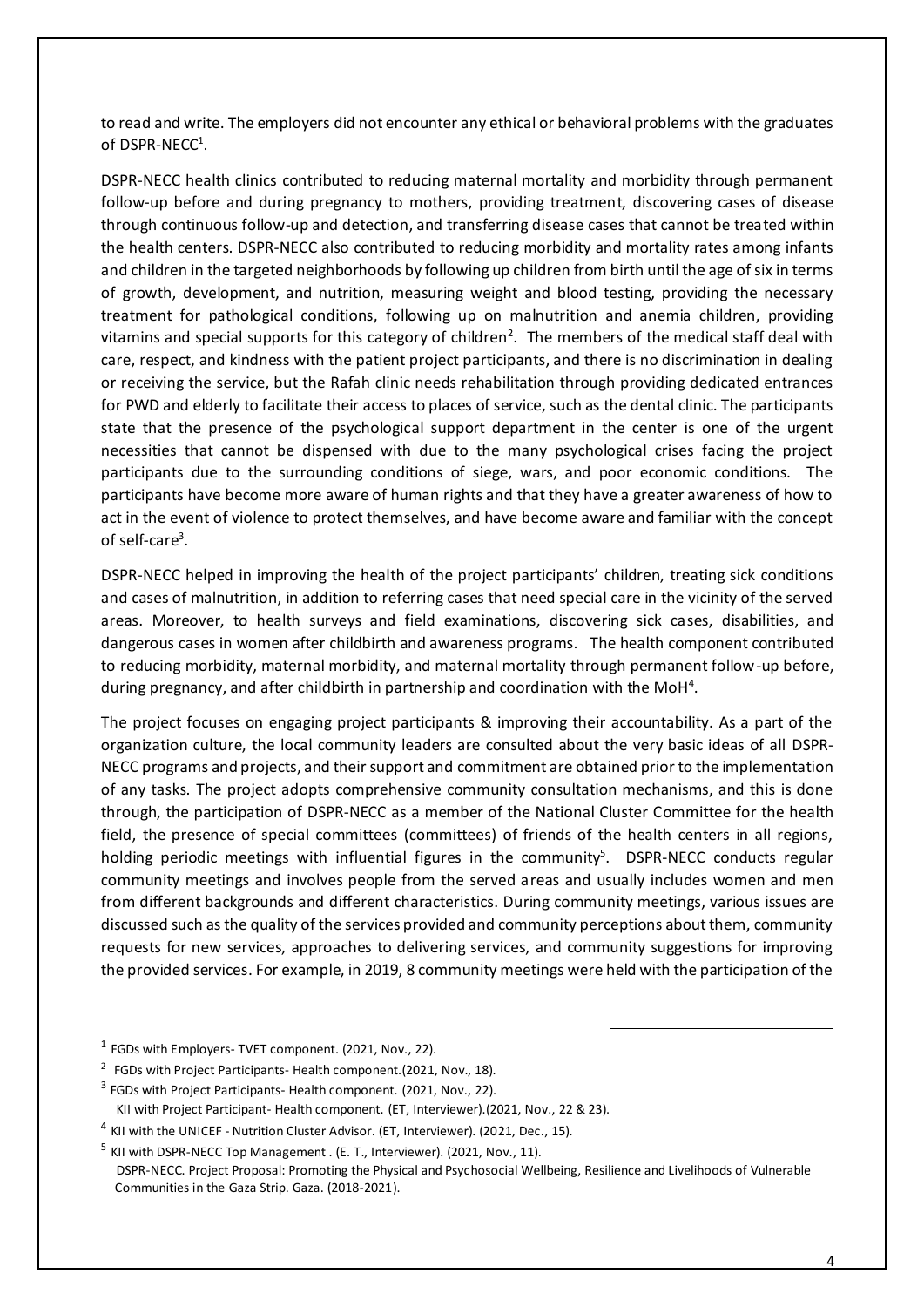to read and write. The employers did not encounter any ethical or behavioral problems with the graduates of DSPR-NECC[1].

DSPR-NECC health clinics contributed to reducing maternal mortality and morbidity through permanent follow-up before and during pregnancy to mothers, providing treatment, discovering cases of disease through continuous follow-up and detection, and transferring disease cases that cannot be treated within the health centers. DSPR-NECC also contributed to reducing morbidity and mortality rates among infants and children in the targeted neighborhoods by following up children from birth until the age of six in terms of growth, development, and nutrition, measuring weight and blood testing, providing the necessary treatment for pathological conditions, following up on malnutrition and anemia children, providing vitamins and special supports for this category of children[2]. The members of the medical staff deal with care, respect, and kindness with the patient project participants, and there is no discrimination in dealing or receiving the service, but the Rafah clinic needs rehabilitation through providing dedicated entrances for PWD and elderly to facilitate their access to places of service, such as the dental clinic. The participants state that the presence of the psychological support department in the center is one of the urgent necessities that cannot be dispensed with due to the many psychological crises facing the project participants due to the surrounding conditions of siege, wars, and poor economic conditions. The participants have become more aware of human rights and that they have a greater awareness of how to act in the event of violence to protect themselves, and have become aware and familiar with the concept of self-care[3].

DSPR-NECC helped in improving the health of the project participants' children, treating sick conditions and cases of malnutrition, in addition to referring cases that need special care in the vicinity of the served areas. Moreover, to health surveys and field examinations, discovering sick cases, disabilities, and dangerous cases in women after childbirth and awareness programs. The health component contributed to reducing morbidity, maternal morbidity, and maternal mortality through permanent follow-up before, during pregnancy, and after childbirth in partnership and coordination with the MoH[4].

The project focuses on engaging project participants & improving their accountability. As a part of the organization culture, the local community leaders are consulted about the very basic ideas of all DSPR-NECC programs and projects, and their support and commitment are obtained prior to the implementation of any tasks. The project adopts comprehensive community consultation mechanisms, and this is done through, the participation of DSPR-NECC as a member of the National Cluster Committee for the health field, the presence of special committees (committees) of friends of the health centers in all regions, holding periodic meetings with influential figures in the community[5]. DSPR-NECC conducts regular community meetings and involves people from the served areas and usually includes women and men from different backgrounds and different characteristics. During community meetings, various issues are discussed such as the quality of the services provided and community perceptions about them, community requests for new services, approaches to delivering services, and community suggestions for improving the provided services. For example, in 2019, 8 community meetings were held with the participation of the

---

[1] FGDs with Employers- TVET component. (2021, Nov., 22).

[2] FGDs with Project Participants- Health component.(2021, Nov., 18).

[3] FGDs with Project Participants- Health component. (2021, Nov., 22).
KII with Project Participant- Health component. (ET, Interviewer).(2021, Nov., 22 & 23).

[4] KII with the UNICEF - Nutrition Cluster Advisor. (ET, Interviewer). (2021, Dec., 15).

[5] KII with DSPR-NECC Top Management . (E. T., Interviewer). (2021, Nov., 11).
DSPR-NECC. Project Proposal: Promoting the Physical and Psychosocial Wellbeing, Resilience and Livelihoods of Vulnerable Communities in the Gaza Strip. Gaza. (2018-2021).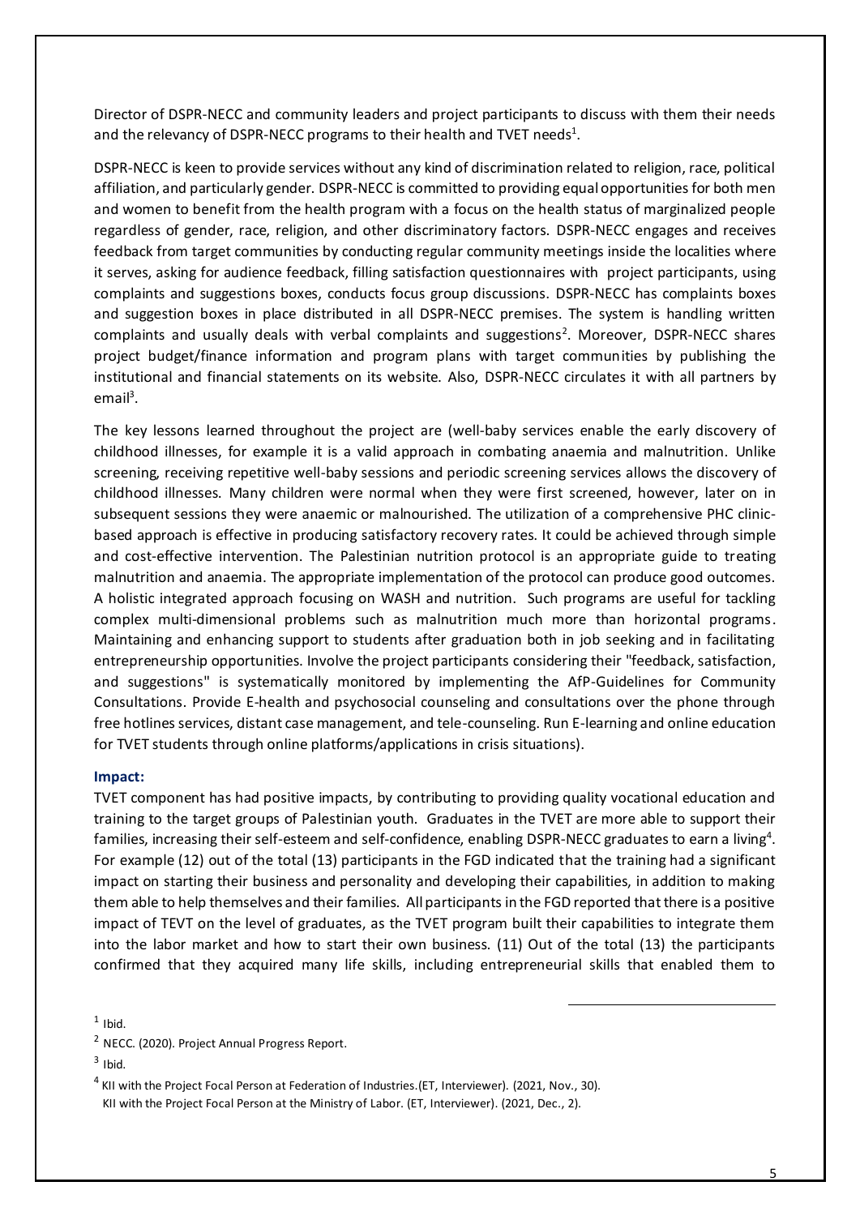Director of DSPR-NECC and community leaders and project participants to discuss with them their needs and the relevancy of DSPR-NECC programs to their health and TVET needs[1].

DSPR-NECC is keen to provide services without any kind of discrimination related to religion, race, political affiliation, and particularly gender. DSPR-NECC is committed to providing equal opportunities for both men and women to benefit from the health program with a focus on the health status of marginalized people regardless of gender, race, religion, and other discriminatory factors. DSPR-NECC engages and receives feedback from target communities by conducting regular community meetings inside the localities where it serves, asking for audience feedback, filling satisfaction questionnaires with project participants, using complaints and suggestions boxes, conducts focus group discussions. DSPR-NECC has complaints boxes and suggestion boxes in place distributed in all DSPR-NECC premises. The system is handling written complaints and usually deals with verbal complaints and suggestions[2]. Moreover, DSPR-NECC shares project budget/finance information and program plans with target communities by publishing the institutional and financial statements on its website. Also, DSPR-NECC circulates it with all partners by email[3].

The key lessons learned throughout the project are (well-baby services enable the early discovery of childhood illnesses, for example it is a valid approach in combating anaemia and malnutrition. Unlike screening, receiving repetitive well-baby sessions and periodic screening services allows the discovery of childhood illnesses. Many children were normal when they were first screened, however, later on in subsequent sessions they were anaemic or malnourished. The utilization of a comprehensive PHC clinic-based approach is effective in producing satisfactory recovery rates. It could be achieved through simple and cost-effective intervention. The Palestinian nutrition protocol is an appropriate guide to treating malnutrition and anaemia. The appropriate implementation of the protocol can produce good outcomes. A holistic integrated approach focusing on WASH and nutrition. Such programs are useful for tackling complex multi-dimensional problems such as malnutrition much more than horizontal programs. Maintaining and enhancing support to students after graduation both in job seeking and in facilitating entrepreneurship opportunities. Involve the project participants considering their "feedback, satisfaction, and suggestions" is systematically monitored by implementing the AfP-Guidelines for Community Consultations. Provide E-health and psychosocial counseling and consultations over the phone through free hotlines services, distant case management, and tele-counseling. Run E-learning and online education for TVET students through online platforms/applications in crisis situations).

**Impact:**

TVET component has had positive impacts, by contributing to providing quality vocational education and training to the target groups of Palestinian youth. Graduates in the TVET are more able to support their families, increasing their self-esteem and self-confidence, enabling DSPR-NECC graduates to earn a living[4]. For example (12) out of the total (13) participants in the FGD indicated that the training had a significant impact on starting their business and personality and developing their capabilities, in addition to making them able to help themselves and their families. All participants in the FGD reported that there is a positive impact of TEVT on the level of graduates, as the TVET program built their capabilities to integrate them into the labor market and how to start their own business. (11) Out of the total (13) the participants confirmed that they acquired many life skills, including entrepreneurial skills that enabled them to

---

[1] Ibid.

[2] NECC. (2020). Project Annual Progress Report.

[3] Ibid.

[4] KII with the Project Focal Person at Federation of Industries.(ET, Interviewer). (2021, Nov., 30).
KII with the Project Focal Person at the Ministry of Labor. (ET, Interviewer). (2021, Dec., 2).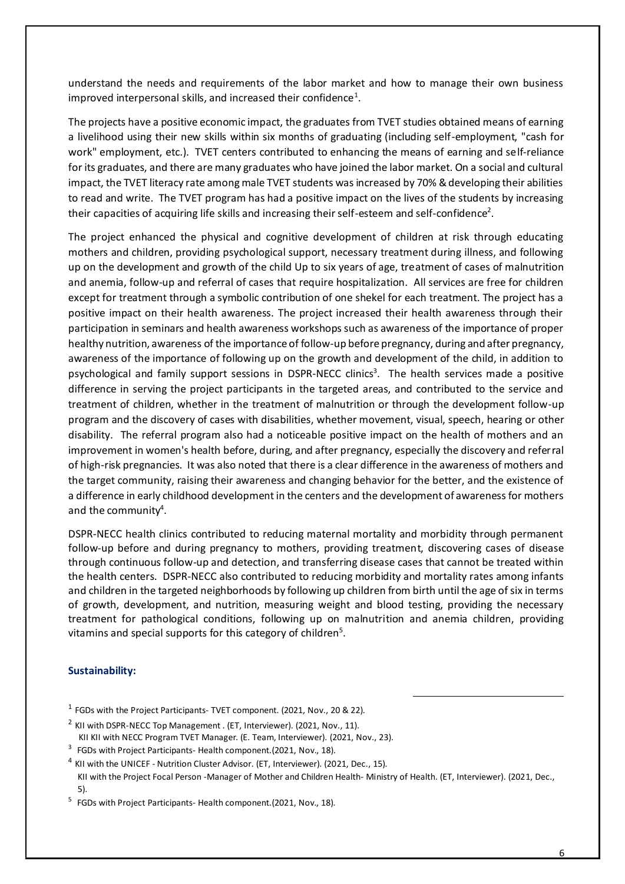understand the needs and requirements of the labor market and how to manage their own business improved interpersonal skills, and increased their confidence[1].

The projects have a positive economic impact, the graduates from TVET studies obtained means of earning a livelihood using their new skills within six months of graduating (including self-employment, "cash for work" employment, etc.). TVET centers contributed to enhancing the means of earning and self-reliance for its graduates, and there are many graduates who have joined the labor market. On a social and cultural impact, the TVET literacy rate among male TVET students was increased by 70% & developing their abilities to read and write. The TVET program has had a positive impact on the lives of the students by increasing their capacities of acquiring life skills and increasing their self-esteem and self-confidence[2].

The project enhanced the physical and cognitive development of children at risk through educating mothers and children, providing psychological support, necessary treatment during illness, and following up on the development and growth of the child Up to six years of age, treatment of cases of malnutrition and anemia, follow-up and referral of cases that require hospitalization. All services are free for children except for treatment through a symbolic contribution of one shekel for each treatment. The project has a positive impact on their health awareness. The project increased their health awareness through their participation in seminars and health awareness workshops such as awareness of the importance of proper healthy nutrition, awareness of the importance of follow-up before pregnancy, during and after pregnancy, awareness of the importance of following up on the growth and development of the child, in addition to psychological and family support sessions in DSPR-NECC clinics[3]. The health services made a positive difference in serving the project participants in the targeted areas, and contributed to the service and treatment of children, whether in the treatment of malnutrition or through the development follow-up program and the discovery of cases with disabilities, whether movement, visual, speech, hearing or other disability. The referral program also had a noticeable positive impact on the health of mothers and an improvement in women's health before, during, and after pregnancy, especially the discovery and referral of high-risk pregnancies. It was also noted that there is a clear difference in the awareness of mothers and the target community, raising their awareness and changing behavior for the better, and the existence of a difference in early childhood development in the centers and the development of awareness for mothers and the community[4].

DSPR-NECC health clinics contributed to reducing maternal mortality and morbidity through permanent follow-up before and during pregnancy to mothers, providing treatment, discovering cases of disease through continuous follow-up and detection, and transferring disease cases that cannot be treated within the health centers. DSPR-NECC also contributed to reducing morbidity and mortality rates among infants and children in the targeted neighborhoods by following up children from birth until the age of six in terms of growth, development, and nutrition, measuring weight and blood testing, providing the necessary treatment for pathological conditions, following up on malnutrition and anemia children, providing vitamins and special supports for this category of children[5].

**Sustainability:**

---

[1] FGDs with the Project Participants- TVET component. (2021, Nov., 20 & 22).

[2] KII with DSPR-NECC Top Management . (ET, Interviewer). (2021, Nov., 11).
KII KII with NECC Program TVET Manager. (E. Team, Interviewer). (2021, Nov., 23).

[3] FGDs with Project Participants- Health component.(2021, Nov., 18).

[4] KII with the UNICEF - Nutrition Cluster Advisor. (ET, Interviewer). (2021, Dec., 15).
KII with the Project Focal Person -Manager of Mother and Children Health- Ministry of Health. (ET, Interviewer). (2021, Dec., 5).

[5] FGDs with Project Participants- Health component.(2021, Nov., 18).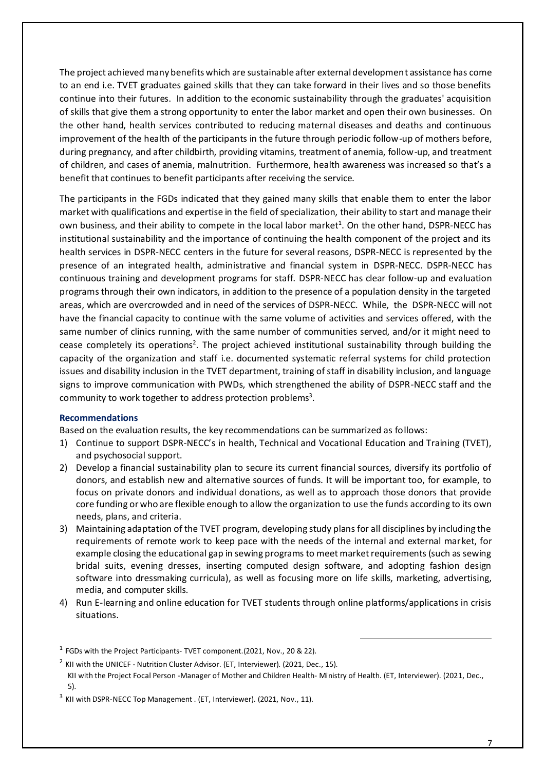The project achieved many benefits which are sustainable after external development assistance has come to an end i.e. TVET graduates gained skills that they can take forward in their lives and so those benefits continue into their futures. In addition to the economic sustainability through the graduates' acquisition of skills that give them a strong opportunity to enter the labor market and open their own businesses. On the other hand, health services contributed to reducing maternal diseases and deaths and continuous improvement of the health of the participants in the future through periodic follow-up of mothers before, during pregnancy, and after childbirth, providing vitamins, treatment of anemia, follow-up, and treatment of children, and cases of anemia, malnutrition. Furthermore, health awareness was increased so that's a benefit that continues to benefit participants after receiving the service.

The participants in the FGDs indicated that they gained many skills that enable them to enter the labor market with qualifications and expertise in the field of specialization, their ability to start and manage their own business, and their ability to compete in the local labor market[1]. On the other hand, DSPR-NECC has institutional sustainability and the importance of continuing the health component of the project and its health services in DSPR-NECC centers in the future for several reasons, DSPR-NECC is represented by the presence of an integrated health, administrative and financial system in DSPR-NECC. DSPR-NECC has continuous training and development programs for staff. DSPR-NECC has clear follow-up and evaluation programs through their own indicators, in addition to the presence of a population density in the targeted areas, which are overcrowded and in need of the services of DSPR-NECC. While, the DSPR-NECC will not have the financial capacity to continue with the same volume of activities and services offered, with the same number of clinics running, with the same number of communities served, and/or it might need to cease completely its operations[2]. The project achieved institutional sustainability through building the capacity of the organization and staff i.e. documented systematic referral systems for child protection issues and disability inclusion in the TVET department, training of staff in disability inclusion, and language signs to improve communication with PWDs, which strengthened the ability of DSPR-NECC staff and the community to work together to address protection problems[3].

### Recommendations

Based on the evaluation results, the key recommendations can be summarized as follows:

1) Continue to support DSPR-NECC's in health, Technical and Vocational Education and Training (TVET), and psychosocial support.
2) Develop a financial sustainability plan to secure its current financial sources, diversify its portfolio of donors, and establish new and alternative sources of funds. It will be important too, for example, to focus on private donors and individual donations, as well as to approach those donors that provide core funding or who are flexible enough to allow the organization to use the funds according to its own needs, plans, and criteria.
3) Maintaining adaptation of the TVET program, developing study plans for all disciplines by including the requirements of remote work to keep pace with the needs of the internal and external market, for example closing the educational gap in sewing programs to meet market requirements (such as sewing bridal suits, evening dresses, inserting computed design software, and adopting fashion design software into dressmaking curricula), as well as focusing more on life skills, marketing, advertising, media, and computer skills.
4) Run E-learning and online education for TVET students through online platforms/applications in crisis situations.

---

[1] FGDs with the Project Participants- TVET component.(2021, Nov., 20 & 22).

[2] KII with the UNICEF - Nutrition Cluster Advisor. (ET, Interviewer). (2021, Dec., 15).
KII with the Project Focal Person -Manager of Mother and Children Health- Ministry of Health. (ET, Interviewer). (2021, Dec., 5).

[3] KII with DSPR-NECC Top Management . (ET, Interviewer). (2021, Nov., 11).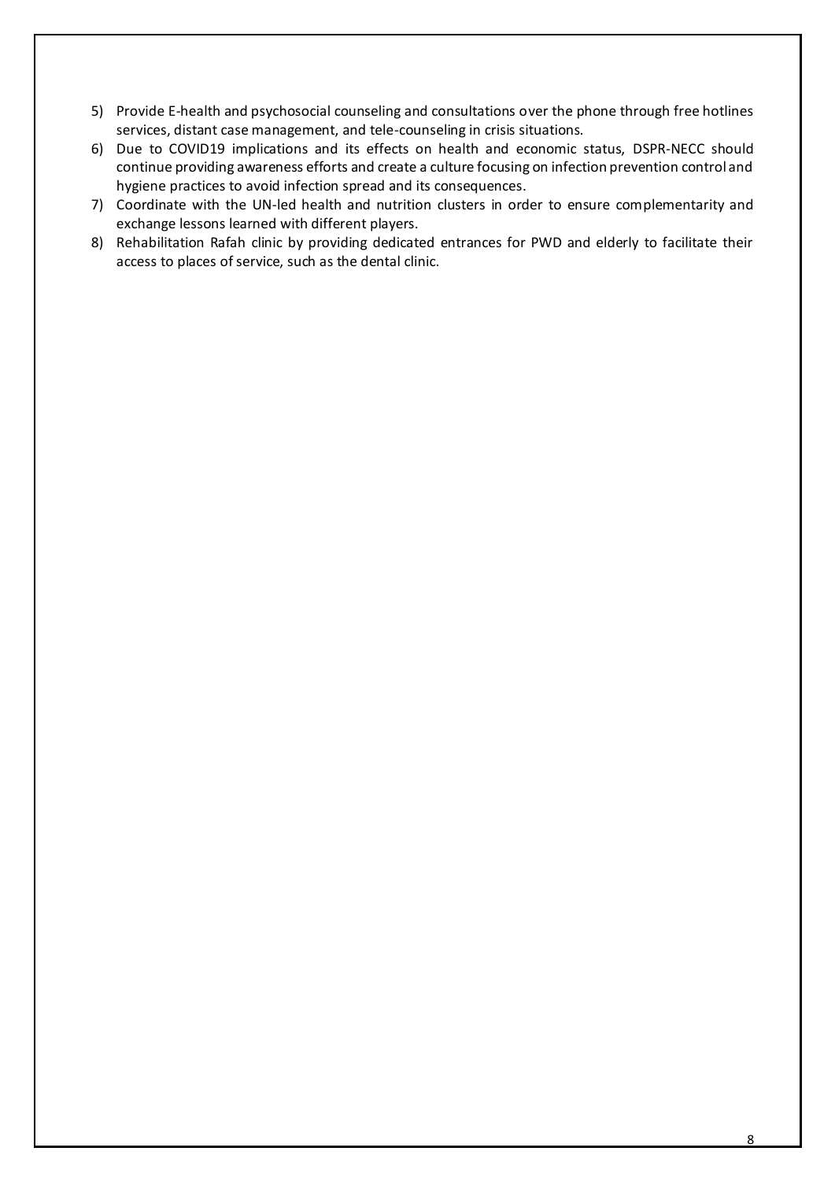5) Provide E-health and psychosocial counseling and consultations over the phone through free hotlines services, distant case management, and tele-counseling in crisis situations.
6) Due to COVID19 implications and its effects on health and economic status, DSPR-NECC should continue providing awareness efforts and create a culture focusing on infection prevention control and hygiene practices to avoid infection spread and its consequences.
7) Coordinate with the UN-led health and nutrition clusters in order to ensure complementarity and exchange lessons learned with different players.
8) Rehabilitation Rafah clinic by providing dedicated entrances for PWD and elderly to facilitate their access to places of service, such as the dental clinic.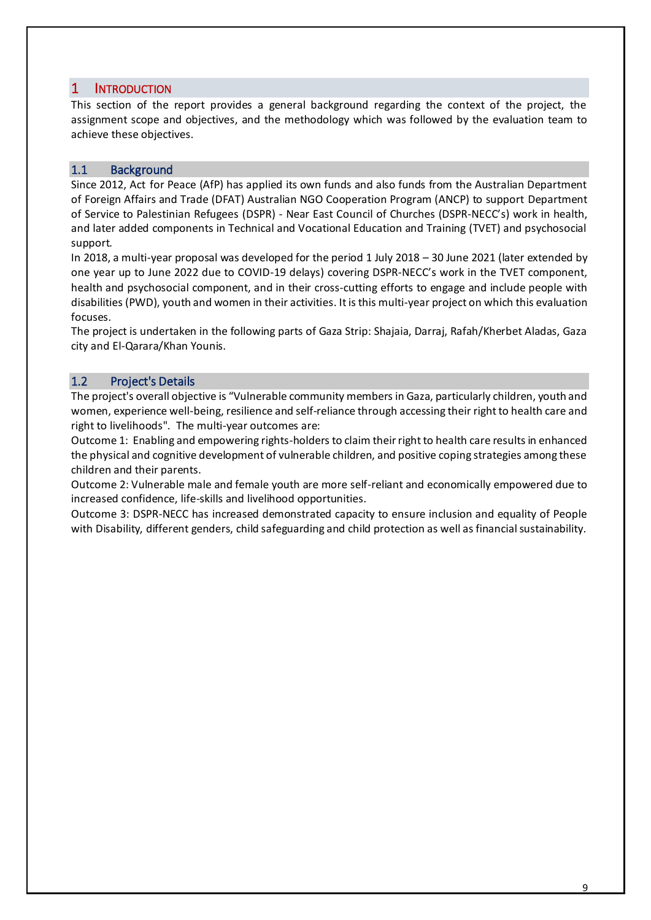# 1 Introduction

This section of the report provides a general background regarding the context of the project, the assignment scope and objectives, and the methodology which was followed by the evaluation team to achieve these objectives.

## 1.1 Background

Since 2012, Act for Peace (AfP) has applied its own funds and also funds from the Australian Department of Foreign Affairs and Trade (DFAT) Australian NGO Cooperation Program (ANCP) to support Department of Service to Palestinian Refugees (DSPR) - Near East Council of Churches (DSPR-NECC's) work in health, and later added components in Technical and Vocational Education and Training (TVET) and psychosocial support.

In 2018, a multi-year proposal was developed for the period 1 July 2018 – 30 June 2021 (later extended by one year up to June 2022 due to COVID-19 delays) covering DSPR-NECC's work in the TVET component, health and psychosocial component, and in their cross-cutting efforts to engage and include people with disabilities (PWD), youth and women in their activities. It is this multi-year project on which this evaluation focuses.

The project is undertaken in the following parts of Gaza Strip: Shajaia, Darraj, Rafah/Kherbet Aladas, Gaza city and El-Qarara/Khan Younis.

## 1.2 Project's Details

The project's overall objective is "Vulnerable community members in Gaza, particularly children, youth and women, experience well-being, resilience and self-reliance through accessing their right to health care and right to livelihoods". The multi-year outcomes are:

Outcome 1: Enabling and empowering rights-holders to claim their right to health care results in enhanced the physical and cognitive development of vulnerable children, and positive coping strategies among these children and their parents.

Outcome 2: Vulnerable male and female youth are more self-reliant and economically empowered due to increased confidence, life-skills and livelihood opportunities.

Outcome 3: DSPR-NECC has increased demonstrated capacity to ensure inclusion and equality of People with Disability, different genders, child safeguarding and child protection as well as financial sustainability.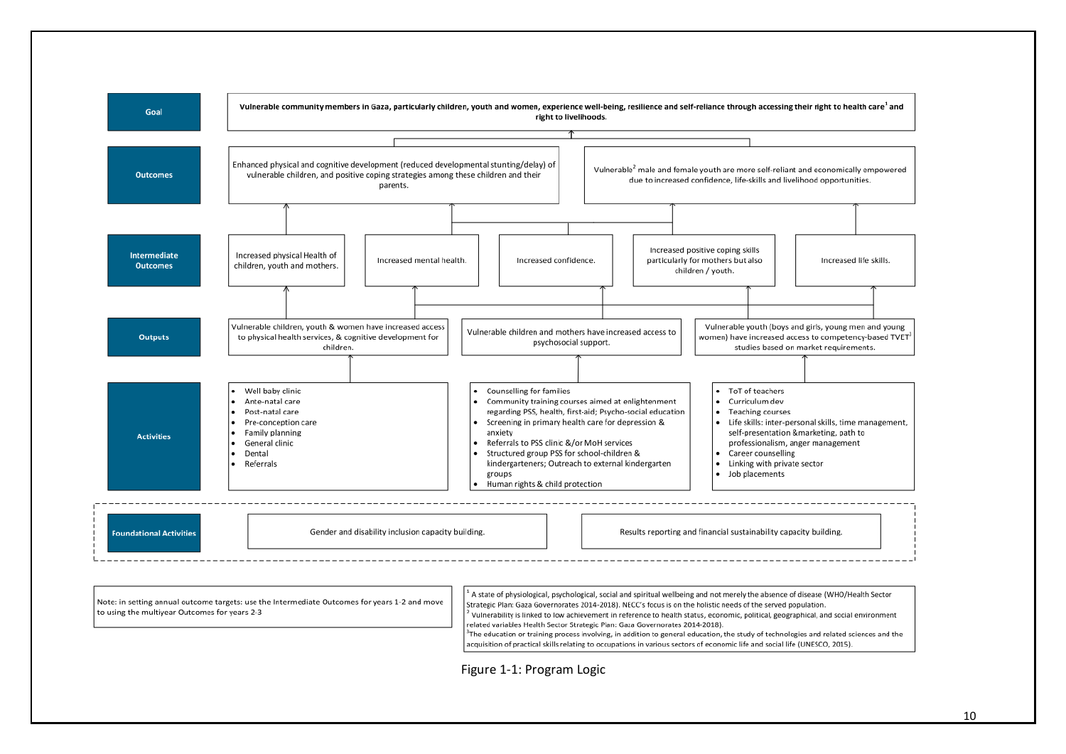**Goal**

**Vulnerable community members in Gaza, particularly children, youth and women, experience well-being, resilience and self-reliance through accessing their right to health care[1] and right to livelihoods.**

**Outcomes**

- Enhanced physical and cognitive development (reduced developmental stunting/delay) of vulnerable children, and positive coping strategies among these children and their parents.
- Vulnerable[2] male and female youth are more self-reliant and economically empowered due to increased confidence, life-skills and livelihood opportunities.

**Intermediate Outcomes**

- Increased physical Health of children, youth and mothers.
- Increased mental health.
- Increased confidence.
- Increased positive coping skills particularly for mothers but also children / youth.
- Increased life skills.

**Outputs**

- Vulnerable children, youth & women have increased access to physical health services, & cognitive development for children.
- Vulnerable children and mothers have increased access to psychosocial support.
- Vulnerable youth (boys and girls, young men and young women) have increased access to competency-based TVET[3] studies based on market requirements.

**Activities**

- Well baby clinic
- Ante-natal care
- Post-natal care
- Pre-conception care
- Family planning
- General clinic
- Dental
- Referrals

- Counselling for families
- Community training courses aimed at enlightenment regarding PSS, health, first-aid; Psycho-social education
- Screening in primary health care for depression & anxiety
- Referrals to PSS clinic &/or MoH services
- Structured group PSS for school-children & kindergarteners; Outreach to external kindergarten groups
- Human rights & child protection

- ToT of teachers
- Curriculum dev
- Teaching courses
- Life skills: inter-personal skills, time management, self-presentation &marketing, path to professionalism, anger management
- Career counselling
- Linking with private sector
- Job placements

**Foundational Activities**

- Gender and disability inclusion capacity building.
- Results reporting and financial sustainability capacity building.

Note: in setting annual outcome targets: use the Intermediate Outcomes for years 1-2 and move to using the multiyear Outcomes for years 2-3

[1] A state of physiological, psychological, social and spiritual wellbeing and not merely the absence of disease (WHO/Health Sector Strategic Plan: Gaza Governorates 2014-2018). NECC's focus is on the holistic needs of the served population.
[2] Vulnerability is linked to low achievement in reference to health status, economic, political, geographical, and social environment related variables Health Sector Strategic Plan: Gaza Governorates 2014-2018).
[3] The education or training process involving, in addition to general education, the study of technologies and related sciences and the acquisition of practical skills relating to occupations in various sectors of economic life and social life (UNESCO, 2015).

Figure 1-1: Program Logic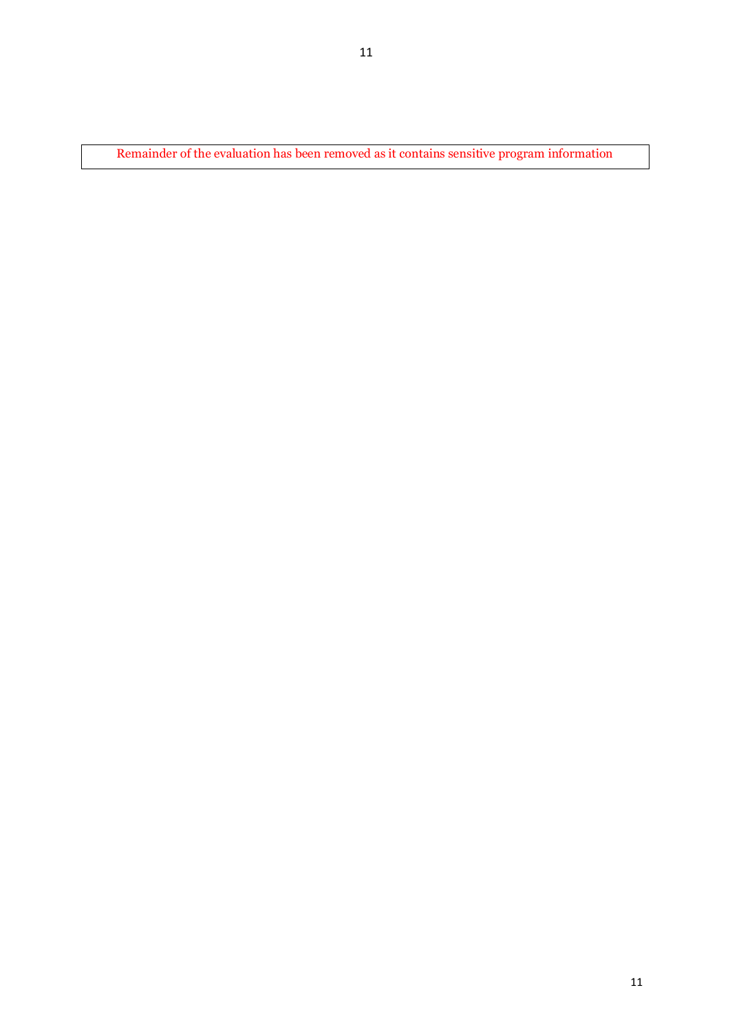Remainder of the evaluation has been removed as it contains sensitive program information